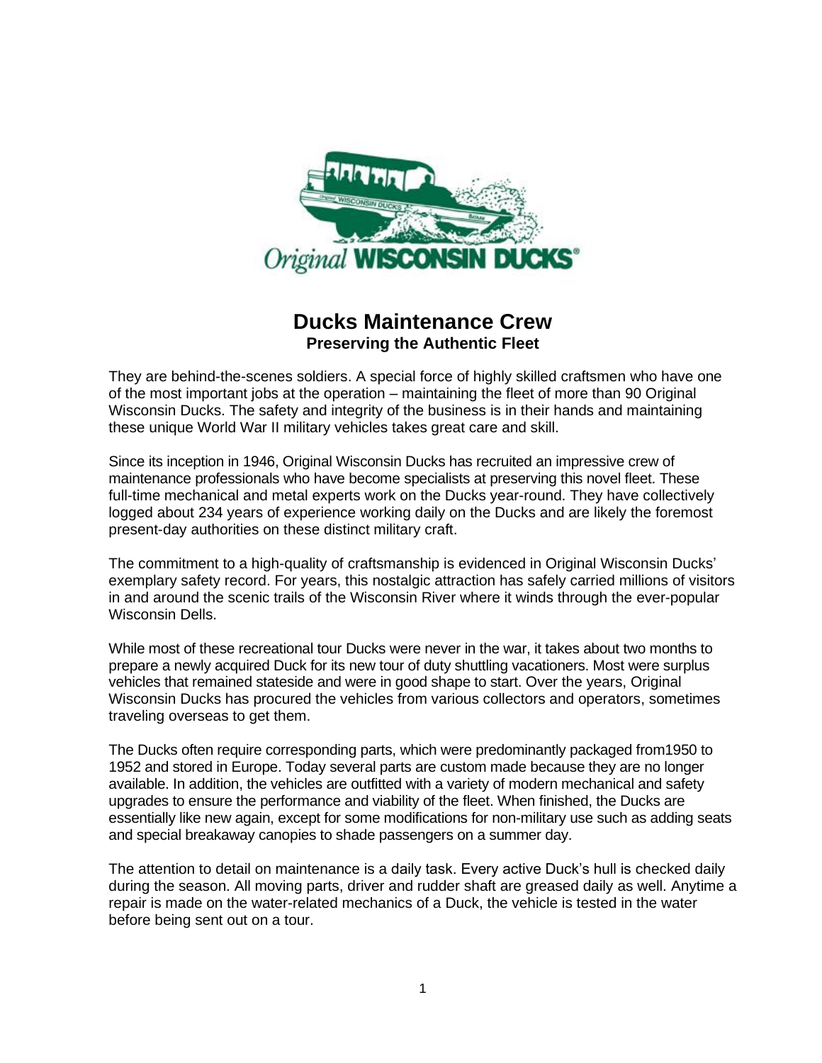# Ducks Maintenance Crew

## Preserving the Authentic Fleet

They are behind-the-scenes soldiers. A special force of highly skilled craftsmen who have one of the most important jobs at the operation – maintaining the fleet of more than 90 Original Wisconsin Ducks. The safety and integrity of the business is in their hands and maintaining these unique World War II military vehicles takes great care and skill.

Since its inception in 1946, Original Wisconsin Ducks has recruited an impressive crew of maintenance professionals who have become specialists at preserving this novel fleet. These full-time mechanical and metal experts work on the Ducks year-round. They have collectively logged about 234 years of experience working daily on the Ducks and are likely the foremost present-day authorities on these distinct military craft.

The commitment to a high-quality of craftsmanship is evidenced in Original Wisconsin Ducks' exemplary safety record. For years, this nostalgic attraction has safely carried millions of visitors in and around the scenic trails of the Wisconsin River where it winds through the ever-popular Wisconsin Dells.

While most of these recreational tour Ducks were never in the war, it takes about two months to prepare a newly acquired Duck for its new tour of duty shuttling vacationers. Most were surplus vehicles that remained stateside and were in good shape to start. Over the years, Original Wisconsin Ducks has procured the vehicles from various collectors and operators, sometimes traveling overseas to get them.

The Ducks often require corresponding parts, which were predominantly packaged from1950 to 1952 and stored in Europe. Today several parts are custom made because they are no longer available. In addition, the vehicles are outfitted with a variety of modern mechanical and safety upgrades to ensure the performance and viability of the fleet. When finished, the Ducks are essentially like new again, except for some modifications for non-military use such as adding seats and special breakaway canopies to shade passengers on a summer day.

The attention to detail on maintenance is a daily task. Every active Duck's hull is checked daily during the season. All moving parts, driver and rudder shaft are greased daily as well. Anytime a repair is made on the water-related mechanics of a Duck, the vehicle is tested in the water before being sent out on a tour.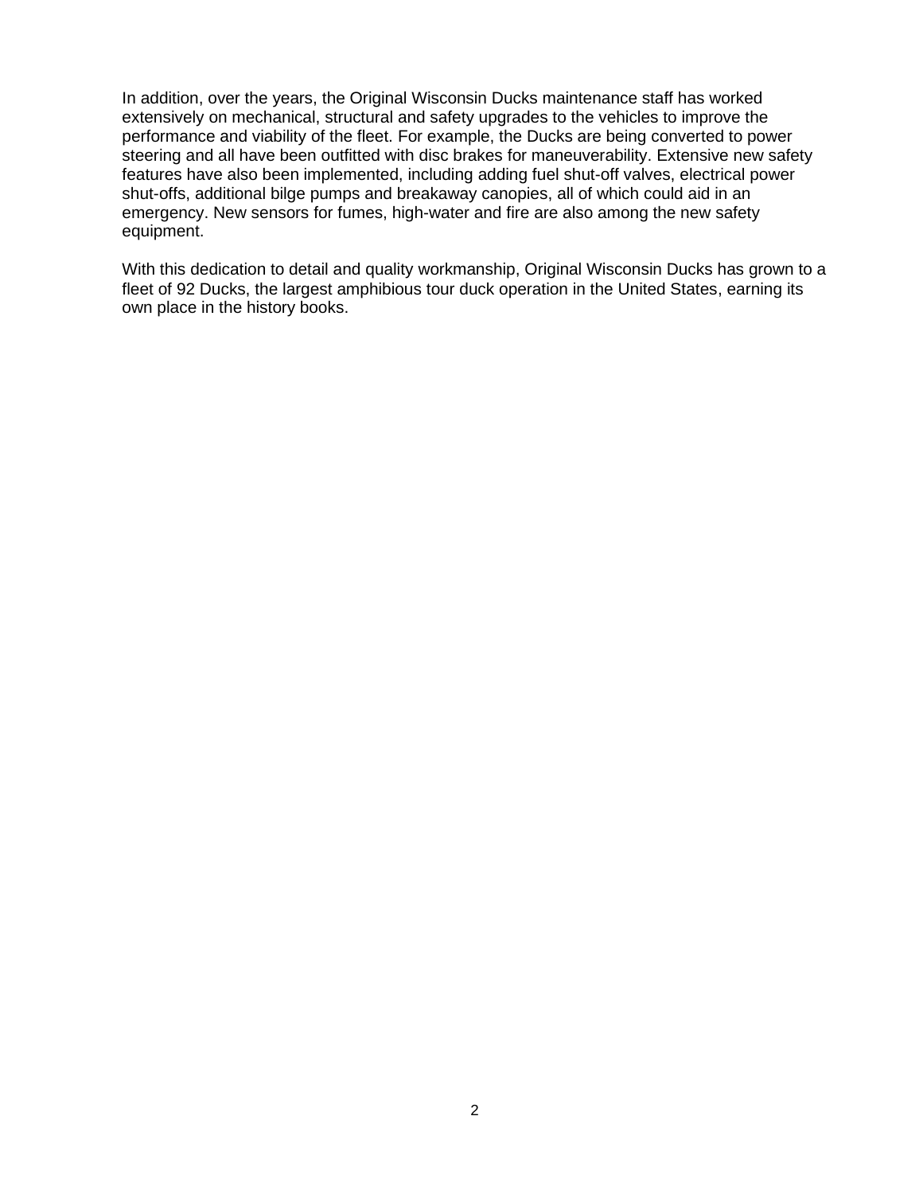In addition, over the years, the Original Wisconsin Ducks maintenance staff has worked extensively on mechanical, structural and safety upgrades to the vehicles to improve the performance and viability of the fleet. For example, the Ducks are being converted to power steering and all have been outfitted with disc brakes for maneuverability. Extensive new safety features have also been implemented, including adding fuel shut-off valves, electrical power shut-offs, additional bilge pumps and breakaway canopies, all of which could aid in an emergency. New sensors for fumes, high-water and fire are also among the new safety equipment.

With this dedication to detail and quality workmanship, Original Wisconsin Ducks has grown to a fleet of 92 Ducks, the largest amphibious tour duck operation in the United States, earning its own place in the history books.